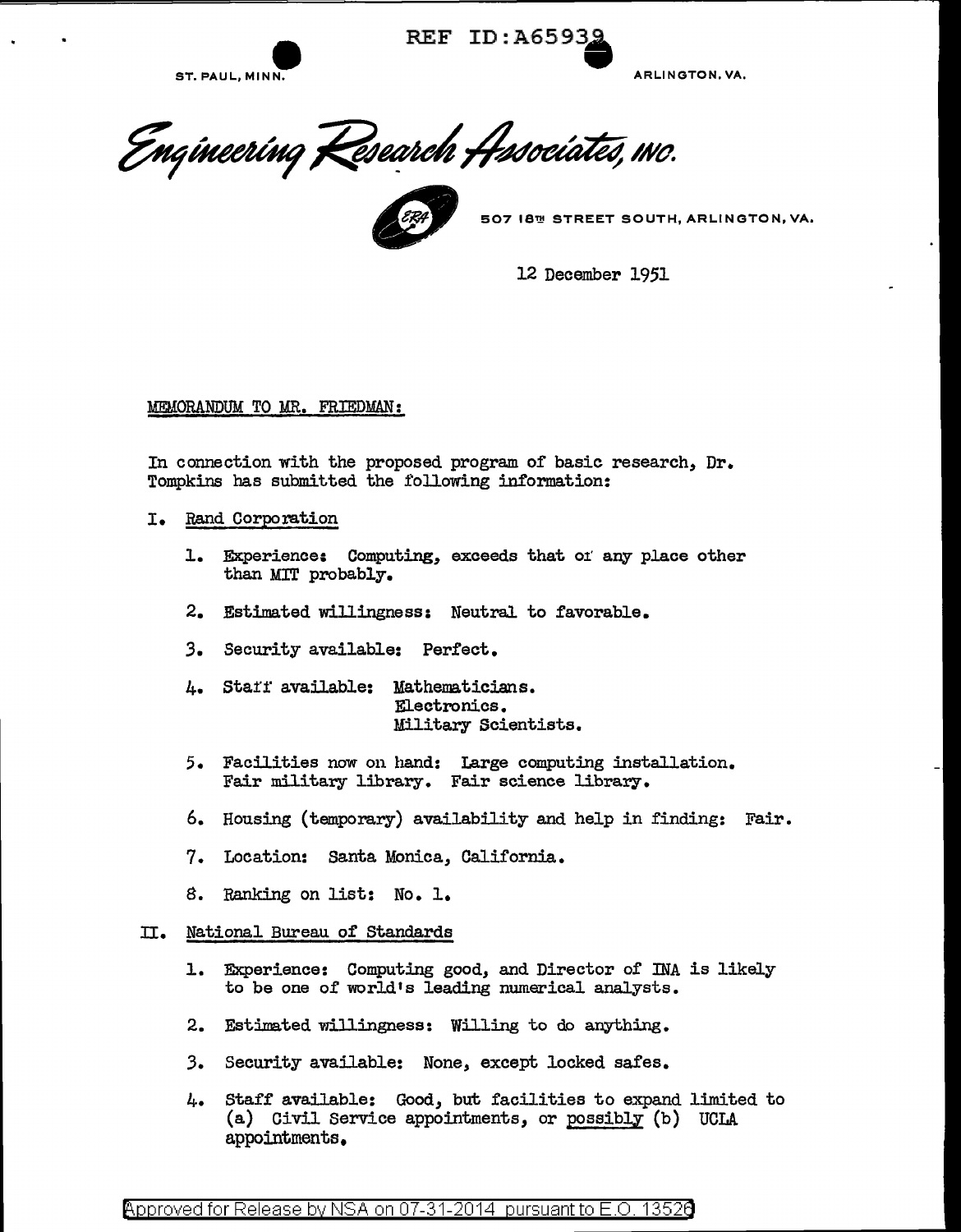REF ID:A65939

ST. PAUL, MINN. ARLINGTON, VA.

*Engineering Research Associates, INC.*

507 18TH STREET SOUTH, ARLINGTON, VA.

12 December 1951

MEMORANDUM TO MR. FRIEDMAN:

In connection with the proposed program of basic research, Dr. Tompkins has submitted the following information:

I. Rand Corporation

1. Experience: Computing, exceeds that of any place other than MIT probably.
2. Estimated willingness: Neutral to favorable.
3. Security available: Perfect.
4. Staff available: Mathematicians.
   Electronics.
   Military Scientists.
5. Facilities now on hand: Large computing installation. Fair military library. Fair science library.
6. Housing (temporary) availability and help in finding: Fair.
7. Location: Santa Monica, California.
8. Ranking on list: No. 1.

II. National Bureau of Standards

1. Experience: Computing good, and Director of INA is likely to be one of world's leading numerical analysts.
2. Estimated willingness: Willing to do anything.
3. Security available: None, except locked safes.
4. Staff available: Good, but facilities to expand limited to (a) Civil Service appointments, or possibly (b) UCLA appointments.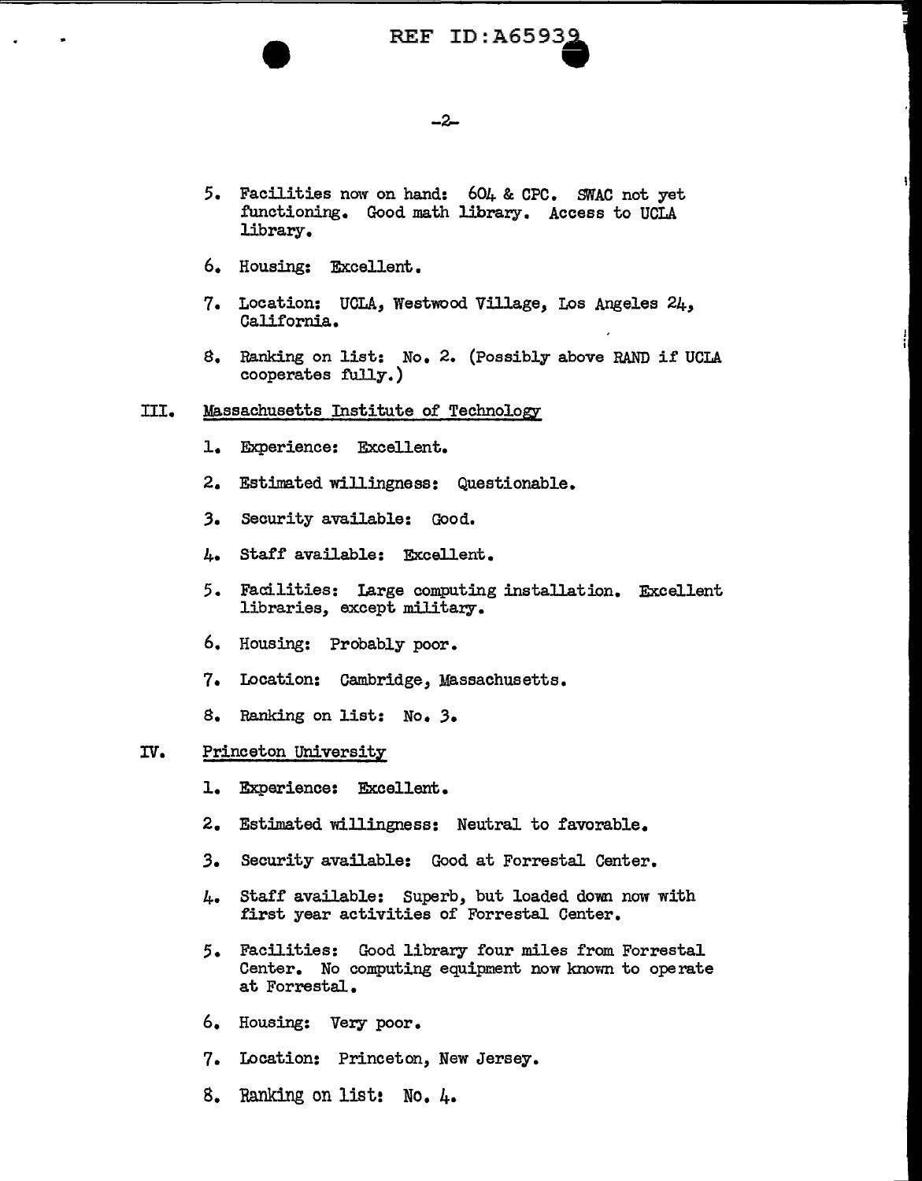5. Facilities now on hand: 604 & CPC. SWAC not yet functioning. Good math library. Access to UCLA library.

6. Housing: Excellent.

7. Location: UCLA, Westwood Village, Los Angeles 24, California.

8. Ranking on list: No. 2. (Possibly above RAND if UCLA cooperates fully.)

III. Massachusetts Institute of Technology

1. Experience: Excellent.

2. Estimated willingness: Questionable.

3. Security available: Good.

4. Staff available: Excellent.

5. Facilities: Large computing installation. Excellent libraries, except military.

6. Housing: Probably poor.

7. Location: Cambridge, Massachusetts.

8. Ranking on list: No. 3.

IV. Princeton University

1. Experience: Excellent.

2. Estimated willingness: Neutral to favorable.

3. Security available: Good at Forrestal Center.

4. Staff available: Superb, but loaded down now with first year activities of Forrestal Center.

5. Facilities: Good library four miles from Forrestal Center. No computing equipment now known to operate at Forrestal.

6. Housing: Very poor.

7. Location: Princeton, New Jersey.

8. Ranking on list: No. 4.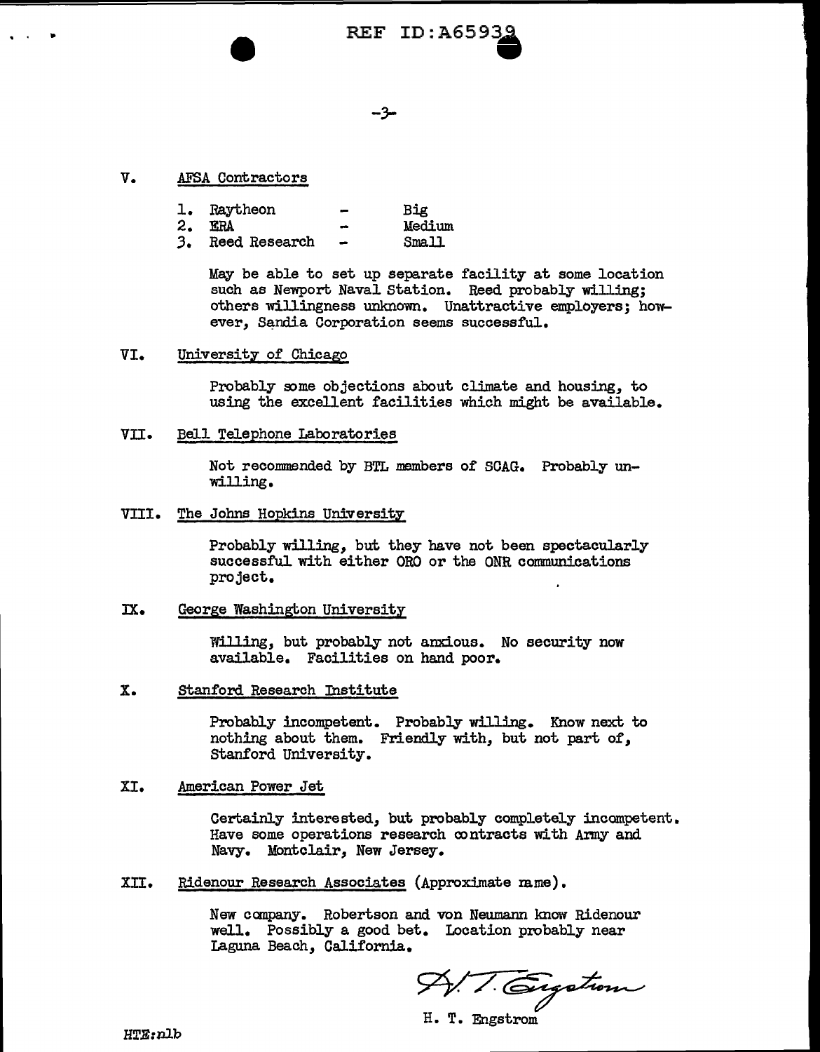V. AFSA Contractors

1. Raytheon - Big
2. ERA - Medium
3. Reed Research - Small

May be able to set up separate facility at some location such as Newport Naval Station. Reed probably willing; others willingness unknown. Unattractive employers; however, Sandia Corporation seems successful.

VI. University of Chicago

Probably some objections about climate and housing, to using the excellent facilities which might be available.

VII. Bell Telephone Laboratories

Not recommended by BTL members of SCAG. Probably unwilling.

VIII. The Johns Hopkins University

Probably willing, but they have not been spectacularly successful with either ORO or the ONR communications project.

IX. George Washington University

Willing, but probably not anxious. No security now available. Facilities on hand poor.

X. Stanford Research Institute

Probably incompetent. Probably willing. Know next to nothing about them. Friendly with, but not part of, Stanford University.

XI. American Power Jet

Certainly interested, but probably completely incompetent. Have some operations research contracts with Army and Navy. Montclair, New Jersey.

XII. Ridenour Research Associates (Approximate name).

New company. Robertson and von Neumann know Ridenour well. Possibly a good bet. Location probably near Laguna Beach, California.

H. T. Engstrom

H. T. Engstrom

HTE:nlb